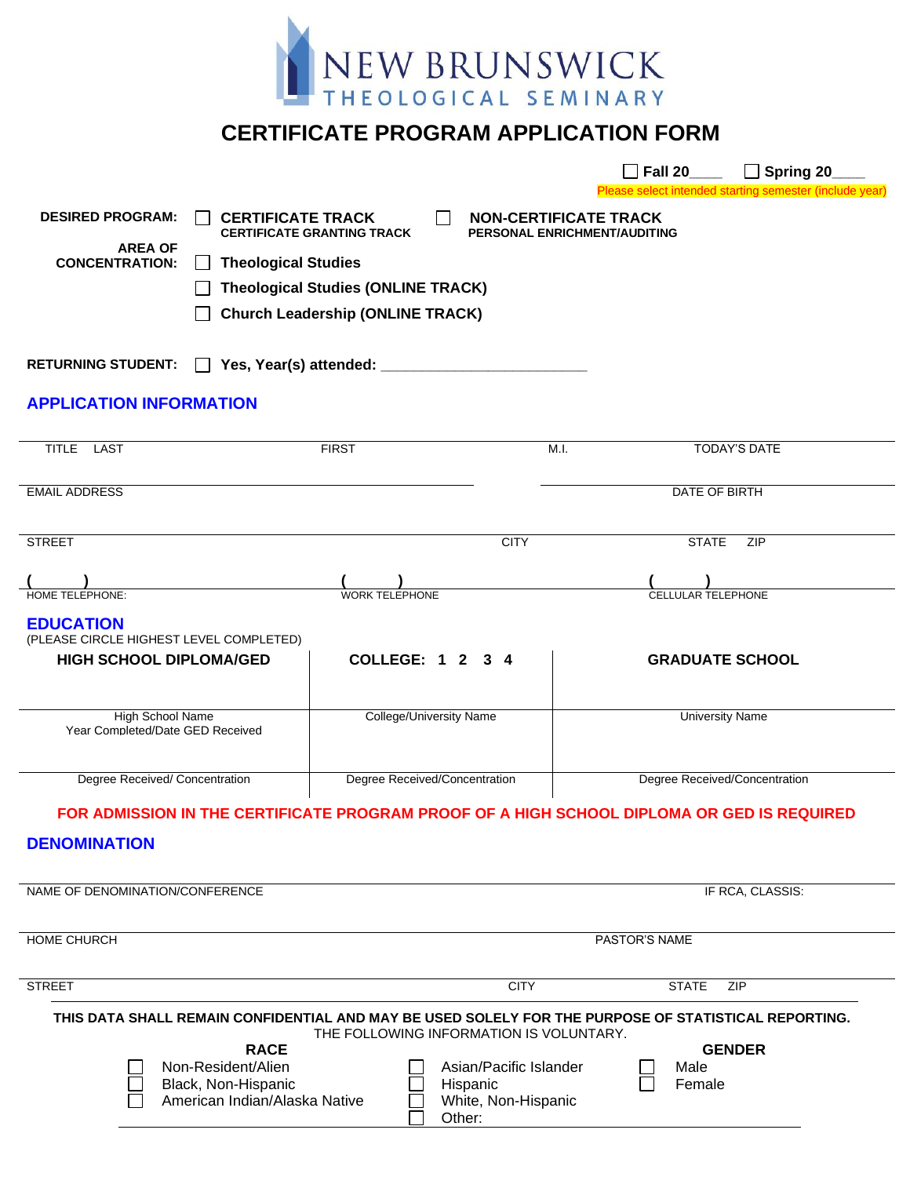# NEW BRUNSWICK THEOLOGICAL SEMINARY

## CERTIFICATE PROGRAM APPLICATION FORM

☐ **Fall 20____** ☐ **Spring 20____**

Please select intended starting semester (include year)

**DESIRED PROGRAM:** ☐ **CERTIFICATE TRACK** CERTIFICATE GRANTING TRACK ☐ **NON-CERTIFICATE TRACK** PERSONAL ENRICHMENT/AUDITING

**AREA OF CONCENTRATION:**

☐ **Theological Studies**

☐ **Theological Studies (ONLINE TRACK)**

☐ **Church Leadership (ONLINE TRACK)**

**RETURNING STUDENT:** ☐ **Yes, Year(s) attended:** ________________________

## APPLICATION INFORMATION

TITLE LAST | FIRST | M.I. | TODAY'S DATE

EMAIL ADDRESS | DATE OF BIRTH

STREET | CITY | STATE ZIP

( ) HOME TELEPHONE: | ( ) WORK TELEPHONE | ( ) CELLULAR TELEPHONE

## EDUCATION

(PLEASE CIRCLE HIGHEST LEVEL COMPLETED)

| HIGH SCHOOL DIPLOMA/GED | COLLEGE: 1 2 3 4 | GRADUATE SCHOOL |
|---|---|---|
| High School Name<br>Year Completed/Date GED Received | College/University Name | University Name |
| Degree Received/ Concentration | Degree Received/Concentration | Degree Received/Concentration |

**FOR ADMISSION IN THE CERTIFICATE PROGRAM PROOF OF A HIGH SCHOOL DIPLOMA OR GED IS REQUIRED**

## DENOMINATION

NAME OF DENOMINATION/CONFERENCE | IF RCA, CLASSIS:

HOME CHURCH | PASTOR'S NAME

STREET | CITY | STATE ZIP

**THIS DATA SHALL REMAIN CONFIDENTIAL AND MAY BE USED SOLELY FOR THE PURPOSE OF STATISTICAL REPORTING.**
THE FOLLOWING INFORMATION IS VOLUNTARY.

**RACE**

☐ Non-Resident/Alien
☐ Black, Non-Hispanic
☐ American Indian/Alaska Native
☐ Asian/Pacific Islander
☐ Hispanic
☐ White, Non-Hispanic
☐ Other:

**GENDER**

☐ Male
☐ Female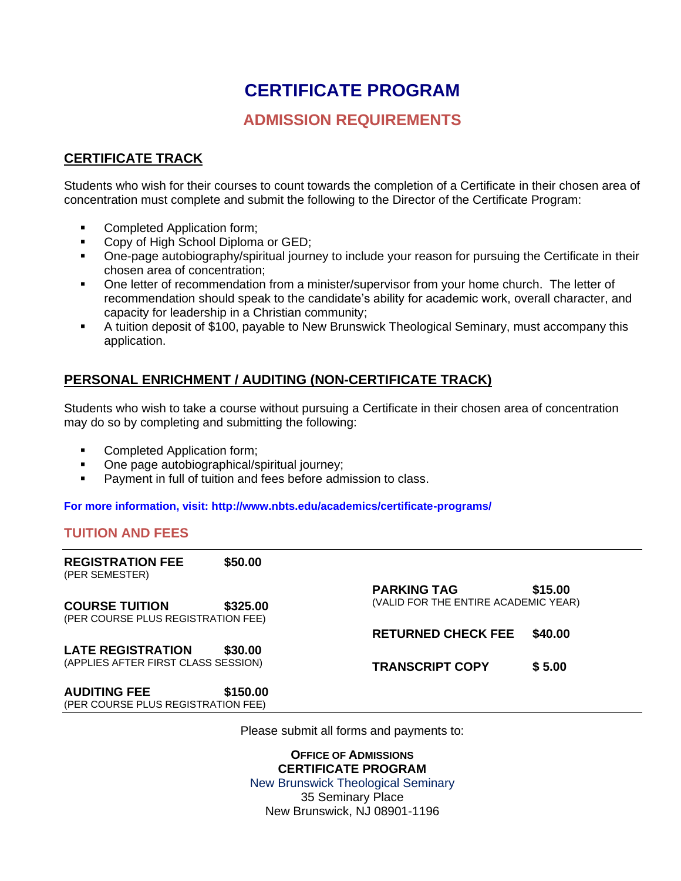# CERTIFICATE PROGRAM

## ADMISSION REQUIREMENTS

### CERTIFICATE TRACK

Students who wish for their courses to count towards the completion of a Certificate in their chosen area of concentration must complete and submit the following to the Director of the Certificate Program:

- Completed Application form;
- Copy of High School Diploma or GED;
- One-page autobiography/spiritual journey to include your reason for pursuing the Certificate in their chosen area of concentration;
- One letter of recommendation from a minister/supervisor from your home church. The letter of recommendation should speak to the candidate's ability for academic work, overall character, and capacity for leadership in a Christian community;
- A tuition deposit of $100, payable to New Brunswick Theological Seminary, must accompany this application.

### PERSONAL ENRICHMENT / AUDITING (NON-CERTIFICATE TRACK)

Students who wish to take a course without pursuing a Certificate in their chosen area of concentration may do so by completing and submitting the following:

- Completed Application form;
- One page autobiographical/spiritual journey;
- Payment in full of tuition and fees before admission to class.

**For more information, visit: http://www.nbts.edu/academics/certificate-programs/**

## TUITION AND FEES

| | | | |
|---|---|---|---|
| **REGISTRATION FEE** (PER SEMESTER) | **$50.00** | **PARKING TAG** (VALID FOR THE ENTIRE ACADEMIC YEAR) | **$15.00** |
| **COURSE TUITION** (PER COURSE PLUS REGISTRATION FEE) | **$325.00** | **RETURNED CHECK FEE** | **$40.00** |
| **LATE REGISTRATION** (APPLIES AFTER FIRST CLASS SESSION) | **$30.00** | **TRANSCRIPT COPY** | **$ 5.00** |
| **AUDITING FEE** (PER COURSE PLUS REGISTRATION FEE) | **$150.00** | | |

Please submit all forms and payments to:

**OFFICE OF ADMISSIONS**
**CERTIFICATE PROGRAM**
New Brunswick Theological Seminary
35 Seminary Place
New Brunswick, NJ 08901-1196